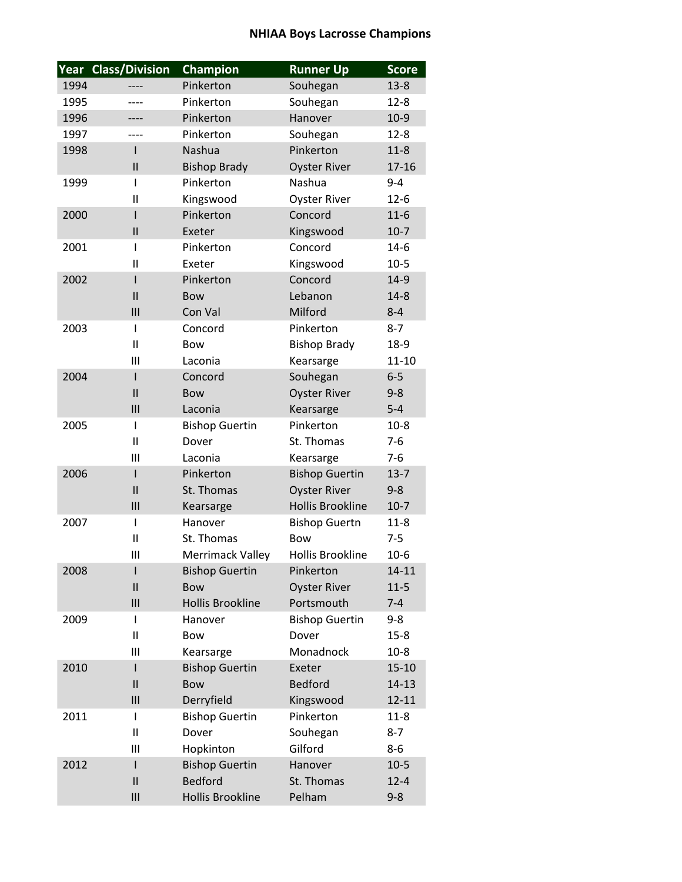# NHIAA Boys Lacrosse Champions

| Year | Class/Division | Champion | Runner Up | Score |
|---|---|---|---|---|
| 1994 | ---- | Pinkerton | Souhegan | 13-8 |
| 1995 | ---- | Pinkerton | Souhegan | 12-8 |
| 1996 | ---- | Pinkerton | Hanover | 10-9 |
| 1997 | ---- | Pinkerton | Souhegan | 12-8 |
| 1998 | I | Nashua | Pinkerton | 11-8 |
| | II | Bishop Brady | Oyster River | 17-16 |
| 1999 | I | Pinkerton | Nashua | 9-4 |
| | II | Kingswood | Oyster River | 12-6 |
| 2000 | I | Pinkerton | Concord | 11-6 |
| | II | Exeter | Kingswood | 10-7 |
| 2001 | I | Pinkerton | Concord | 14-6 |
| | II | Exeter | Kingswood | 10-5 |
| 2002 | I | Pinkerton | Concord | 14-9 |
| | II | Bow | Lebanon | 14-8 |
| | III | Con Val | Milford | 8-4 |
| 2003 | I | Concord | Pinkerton | 8-7 |
| | II | Bow | Bishop Brady | 18-9 |
| | III | Laconia | Kearsarge | 11-10 |
| 2004 | I | Concord | Souhegan | 6-5 |
| | II | Bow | Oyster River | 9-8 |
| | III | Laconia | Kearsarge | 5-4 |
| 2005 | I | Bishop Guertin | Pinkerton | 10-8 |
| | II | Dover | St. Thomas | 7-6 |
| | III | Laconia | Kearsarge | 7-6 |
| 2006 | I | Pinkerton | Bishop Guertin | 13-7 |
| | II | St. Thomas | Oyster River | 9-8 |
| | III | Kearsarge | Hollis Brookline | 10-7 |
| 2007 | I | Hanover | Bishop Guertn | 11-8 |
| | II | St. Thomas | Bow | 7-5 |
| | III | Merrimack Valley | Hollis Brookline | 10-6 |
| 2008 | I | Bishop Guertin | Pinkerton | 14-11 |
| | II | Bow | Oyster River | 11-5 |
| | III | Hollis Brookline | Portsmouth | 7-4 |
| 2009 | I | Hanover | Bishop Guertin | 9-8 |
| | II | Bow | Dover | 15-8 |
| | III | Kearsarge | Monadnock | 10-8 |
| 2010 | I | Bishop Guertin | Exeter | 15-10 |
| | II | Bow | Bedford | 14-13 |
| | III | Derryfield | Kingswood | 12-11 |
| 2011 | I | Bishop Guertin | Pinkerton | 11-8 |
| | II | Dover | Souhegan | 8-7 |
| | III | Hopkinton | Gilford | 8-6 |
| 2012 | I | Bishop Guertin | Hanover | 10-5 |
| | II | Bedford | St. Thomas | 12-4 |
| | III | Hollis Brookline | Pelham | 9-8 |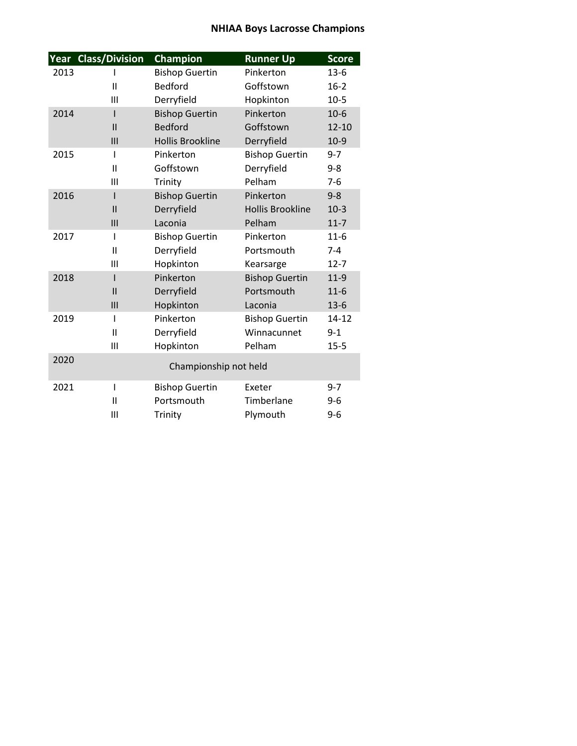# NHIAA Boys Lacrosse Champions

| Year | Class/Division | Champion | Runner Up | Score |
|---|---|---|---|---|
| 2013 | I | Bishop Guertin | Pinkerton | 13-6 |
| | II | Bedford | Goffstown | 16-2 |
| | III | Derryfield | Hopkinton | 10-5 |
| 2014 | I | Bishop Guertin | Pinkerton | 10-6 |
| | II | Bedford | Goffstown | 12-10 |
| | III | Hollis Brookline | Derryfield | 10-9 |
| 2015 | I | Pinkerton | Bishop Guertin | 9-7 |
| | II | Goffstown | Derryfield | 9-8 |
| | III | Trinity | Pelham | 7-6 |
| 2016 | I | Bishop Guertin | Pinkerton | 9-8 |
| | II | Derryfield | Hollis Brookline | 10-3 |
| | III | Laconia | Pelham | 11-7 |
| 2017 | I | Bishop Guertin | Pinkerton | 11-6 |
| | II | Derryfield | Portsmouth | 7-4 |
| | III | Hopkinton | Kearsarge | 12-7 |
| 2018 | I | Pinkerton | Bishop Guertin | 11-9 |
| | II | Derryfield | Portsmouth | 11-6 |
| | III | Hopkinton | Laconia | 13-6 |
| 2019 | I | Pinkerton | Bishop Guertin | 14-12 |
| | II | Derryfield | Winnacunnet | 9-1 |
| | III | Hopkinton | Pelham | 15-5 |
| 2020 | Championship not held | | | |
| 2021 | I | Bishop Guertin | Exeter | 9-7 |
| | II | Portsmouth | Timberlane | 9-6 |
| | III | Trinity | Plymouth | 9-6 |